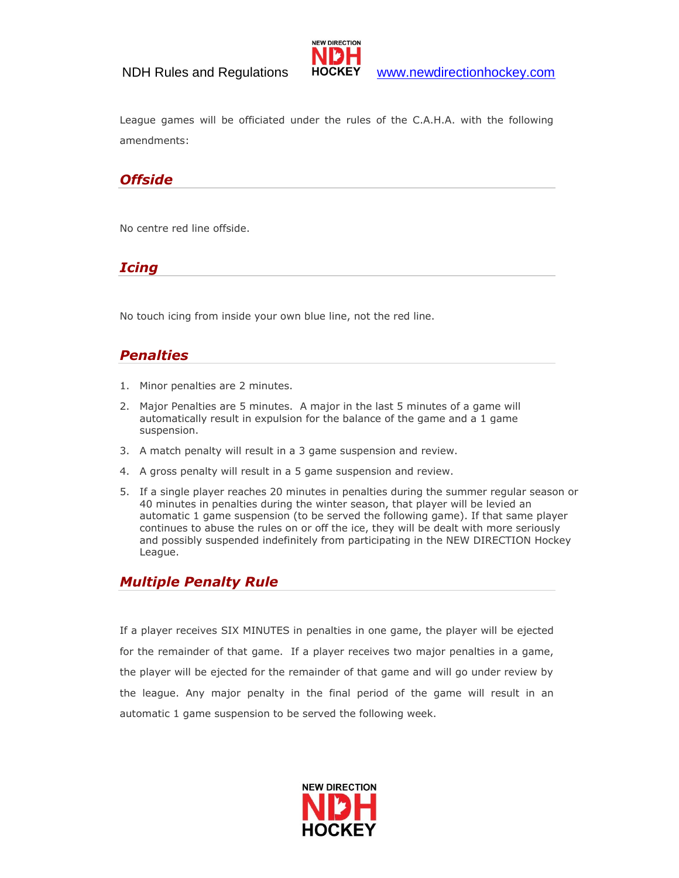League games will be officiated under the rules of the C.A.H.A. with the following amendments:

## *Offside*

No centre red line offside.

## *Icing*

No touch icing from inside your own blue line, not the red line.

## *Penalties*

1. Minor penalties are 2 minutes.
2. Major Penalties are 5 minutes. A major in the last 5 minutes of a game will automatically result in expulsion for the balance of the game and a 1 game suspension.
3. A match penalty will result in a 3 game suspension and review.
4. A gross penalty will result in a 5 game suspension and review.
5. If a single player reaches 20 minutes in penalties during the summer regular season or 40 minutes in penalties during the winter season, that player will be levied an automatic 1 game suspension (to be served the following game). If that same player continues to abuse the rules on or off the ice, they will be dealt with more seriously and possibly suspended indefinitely from participating in the NEW DIRECTION Hockey League.

## *Multiple Penalty Rule*

If a player receives SIX MINUTES in penalties in one game, the player will be ejected for the remainder of that game. If a player receives two major penalties in a game, the player will be ejected for the remainder of that game and will go under review by the league. Any major penalty in the final period of the game will result in an automatic 1 game suspension to be served the following week.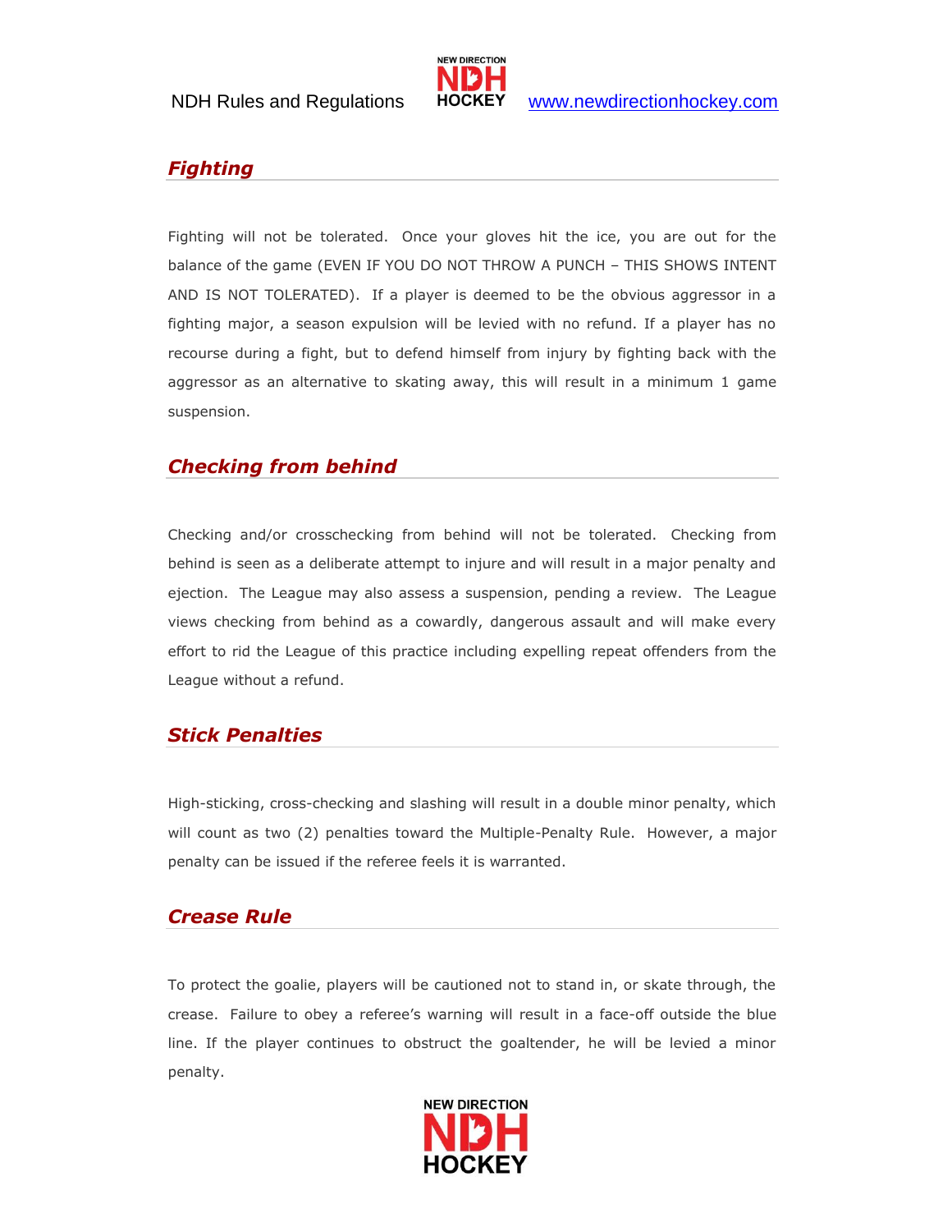## *Fighting*

Fighting will not be tolerated. Once your gloves hit the ice, you are out for the balance of the game (EVEN IF YOU DO NOT THROW A PUNCH – THIS SHOWS INTENT AND IS NOT TOLERATED). If a player is deemed to be the obvious aggressor in a fighting major, a season expulsion will be levied with no refund. If a player has no recourse during a fight, but to defend himself from injury by fighting back with the aggressor as an alternative to skating away, this will result in a minimum 1 game suspension.

## *Checking from behind*

Checking and/or crosschecking from behind will not be tolerated. Checking from behind is seen as a deliberate attempt to injure and will result in a major penalty and ejection. The League may also assess a suspension, pending a review. The League views checking from behind as a cowardly, dangerous assault and will make every effort to rid the League of this practice including expelling repeat offenders from the League without a refund.

## *Stick Penalties*

High-sticking, cross-checking and slashing will result in a double minor penalty, which will count as two (2) penalties toward the Multiple-Penalty Rule. However, a major penalty can be issued if the referee feels it is warranted.

## *Crease Rule*

To protect the goalie, players will be cautioned not to stand in, or skate through, the crease. Failure to obey a referee's warning will result in a face-off outside the blue line. If the player continues to obstruct the goaltender, he will be levied a minor penalty.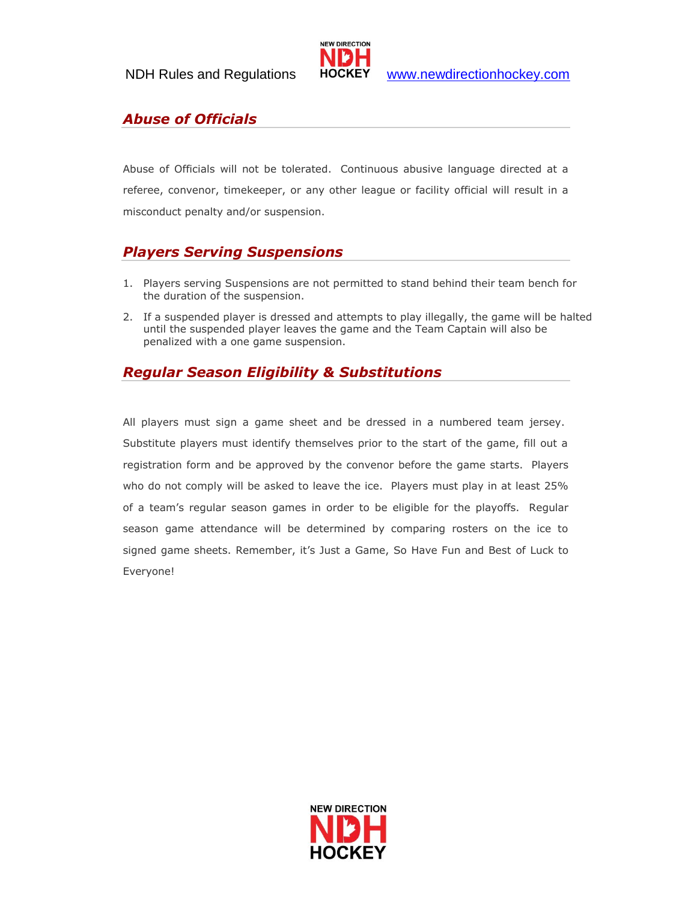## *Abuse of Officials*

Abuse of Officials will not be tolerated. Continuous abusive language directed at a referee, convenor, timekeeper, or any other league or facility official will result in a misconduct penalty and/or suspension.

## *Players Serving Suspensions*

1. Players serving Suspensions are not permitted to stand behind their team bench for the duration of the suspension.
2. If a suspended player is dressed and attempts to play illegally, the game will be halted until the suspended player leaves the game and the Team Captain will also be penalized with a one game suspension.

## *Regular Season Eligibility & Substitutions*

All players must sign a game sheet and be dressed in a numbered team jersey. Substitute players must identify themselves prior to the start of the game, fill out a registration form and be approved by the convenor before the game starts. Players who do not comply will be asked to leave the ice. Players must play in at least 25% of a team's regular season games in order to be eligible for the playoffs. Regular season game attendance will be determined by comparing rosters on the ice to signed game sheets. Remember, it's Just a Game, So Have Fun and Best of Luck to Everyone!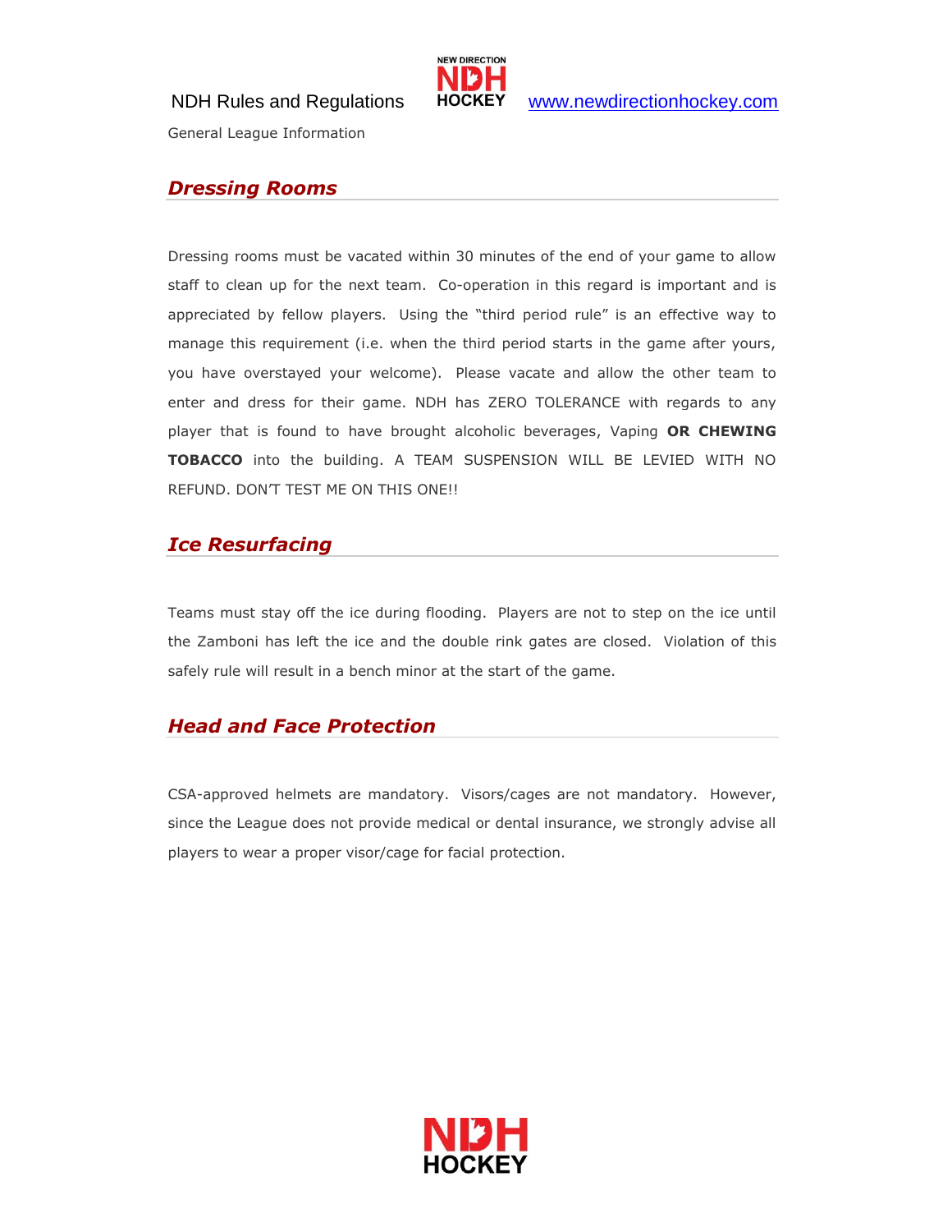## *Dressing Rooms*

Dressing rooms must be vacated within 30 minutes of the end of your game to allow staff to clean up for the next team. Co-operation in this regard is important and is appreciated by fellow players. Using the "third period rule" is an effective way to manage this requirement (i.e. when the third period starts in the game after yours, you have overstayed your welcome). Please vacate and allow the other team to enter and dress for their game. NDH has ZERO TOLERANCE with regards to any player that is found to have brought alcoholic beverages, Vaping **OR CHEWING TOBACCO** into the building. A TEAM SUSPENSION WILL BE LEVIED WITH NO REFUND. DON'T TEST ME ON THIS ONE!!

## *Ice Resurfacing*

Teams must stay off the ice during flooding. Players are not to step on the ice until the Zamboni has left the ice and the double rink gates are closed. Violation of this safely rule will result in a bench minor at the start of the game.

## *Head and Face Protection*

CSA-approved helmets are mandatory. Visors/cages are not mandatory. However, since the League does not provide medical or dental insurance, we strongly advise all players to wear a proper visor/cage for facial protection.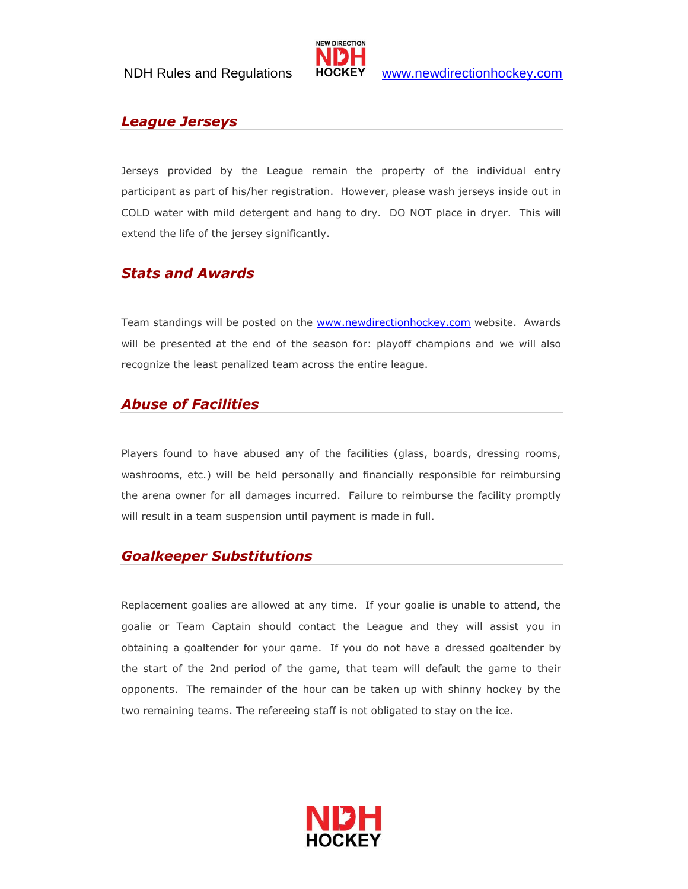## *League Jerseys*

Jerseys provided by the League remain the property of the individual entry participant as part of his/her registration. However, please wash jerseys inside out in COLD water with mild detergent and hang to dry. DO NOT place in dryer. This will extend the life of the jersey significantly.

## *Stats and Awards*

Team standings will be posted on the www.newdirectionhockey.com website. Awards will be presented at the end of the season for: playoff champions and we will also recognize the least penalized team across the entire league.

## *Abuse of Facilities*

Players found to have abused any of the facilities (glass, boards, dressing rooms, washrooms, etc.) will be held personally and financially responsible for reimbursing the arena owner for all damages incurred. Failure to reimburse the facility promptly will result in a team suspension until payment is made in full.

## *Goalkeeper Substitutions*

Replacement goalies are allowed at any time. If your goalie is unable to attend, the goalie or Team Captain should contact the League and they will assist you in obtaining a goaltender for your game. If you do not have a dressed goaltender by the start of the 2nd period of the game, that team will default the game to their opponents. The remainder of the hour can be taken up with shinny hockey by the two remaining teams. The refereeing staff is not obligated to stay on the ice.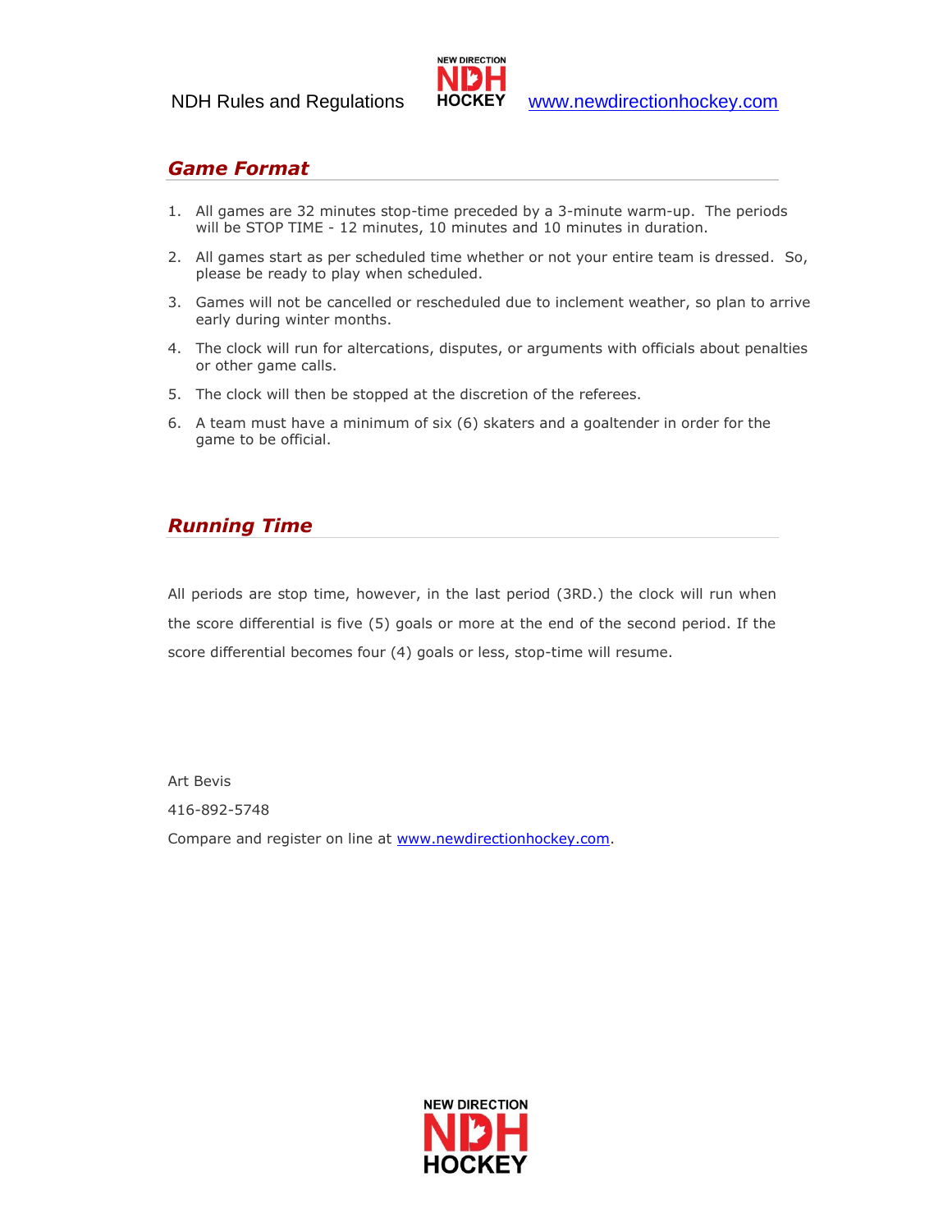## *Game Format*

1. All games are 32 minutes stop-time preceded by a 3-minute warm-up. The periods will be STOP TIME - 12 minutes, 10 minutes and 10 minutes in duration.
2. All games start as per scheduled time whether or not your entire team is dressed. So, please be ready to play when scheduled.
3. Games will not be cancelled or rescheduled due to inclement weather, so plan to arrive early during winter months.
4. The clock will run for altercations, disputes, or arguments with officials about penalties or other game calls.
5. The clock will then be stopped at the discretion of the referees.
6. A team must have a minimum of six (6) skaters and a goaltender in order for the game to be official.

## *Running Time*

All periods are stop time, however, in the last period (3RD.) the clock will run when the score differential is five (5) goals or more at the end of the second period. If the score differential becomes four (4) goals or less, stop-time will resume.

Art Bevis

416-892-5748

Compare and register on line at [www.newdirectionhockey.com](http://www.newdirectionhockey.com).